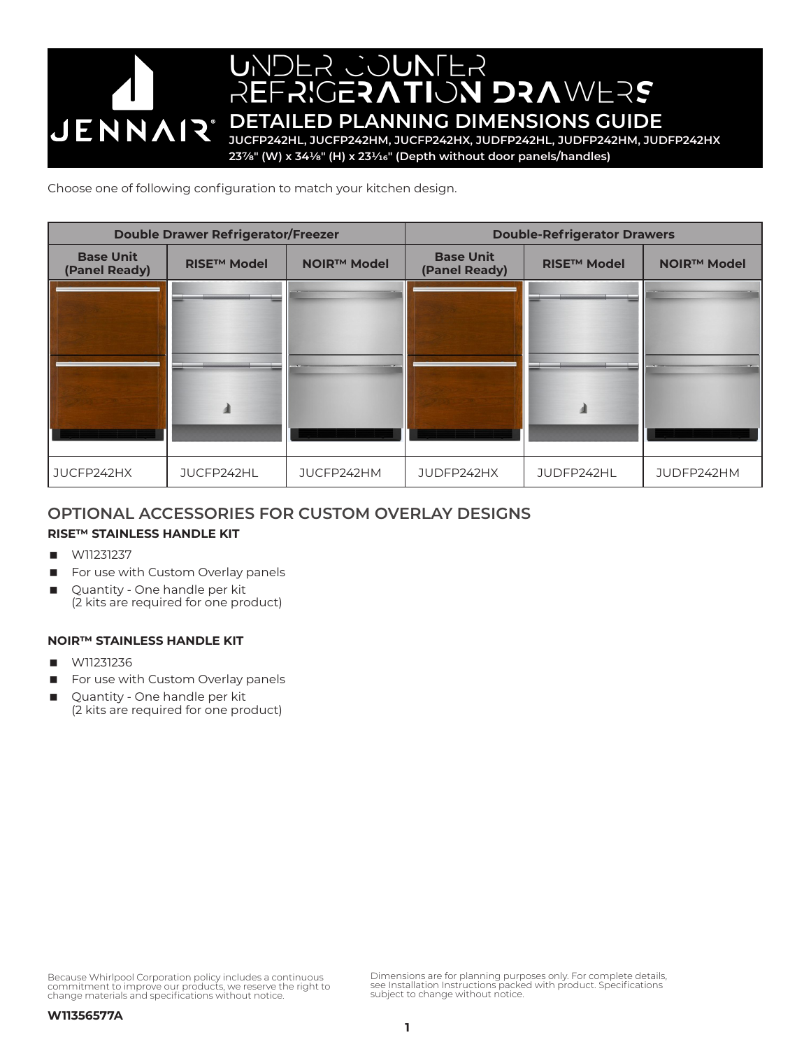# UNDER COUNTER REFRIGERATION DRAWERS

## DETAILED PLANNING DIMENSIONS GUIDE

**JUCFP242HL, JUCFP242HM, JUCFP242HX, JUDFP242HL, JUDFP242HM, JUDFP242HX**

**23⅞" (W) x 34⅛" (H) x 23¹⁄₁₆" (Depth without door panels/handles)**

Choose one of following configuration to match your kitchen design.

| Double Drawer Refrigerator/Freezer | | | Double-Refrigerator Drawers | | |
|---|---|---|---|---|---|
| Base Unit (Panel Ready) | RISE™ Model | NOIR™ Model | Base Unit (Panel Ready) | RISE™ Model | NOIR™ Model |
| JUCFP242HX | JUCFP242HL | JUCFP242HM | JUDFP242HX | JUDFP242HL | JUDFP242HM |

## OPTIONAL ACCESSORIES FOR CUSTOM OVERLAY DESIGNS

### RISE™ STAINLESS HANDLE KIT

- W11231237
- For use with Custom Overlay panels
- Quantity - One handle per kit (2 kits are required for one product)

### NOIR™ STAINLESS HANDLE KIT

- W11231236
- For use with Custom Overlay panels
- Quantity - One handle per kit (2 kits are required for one product)

Because Whirlpool Corporation policy includes a continuous commitment to improve our products, we reserve the right to change materials and specifications without notice.

Dimensions are for planning purposes only. For complete details, see Installation Instructions packed with product. Specifications subject to change without notice.

**W11356577A**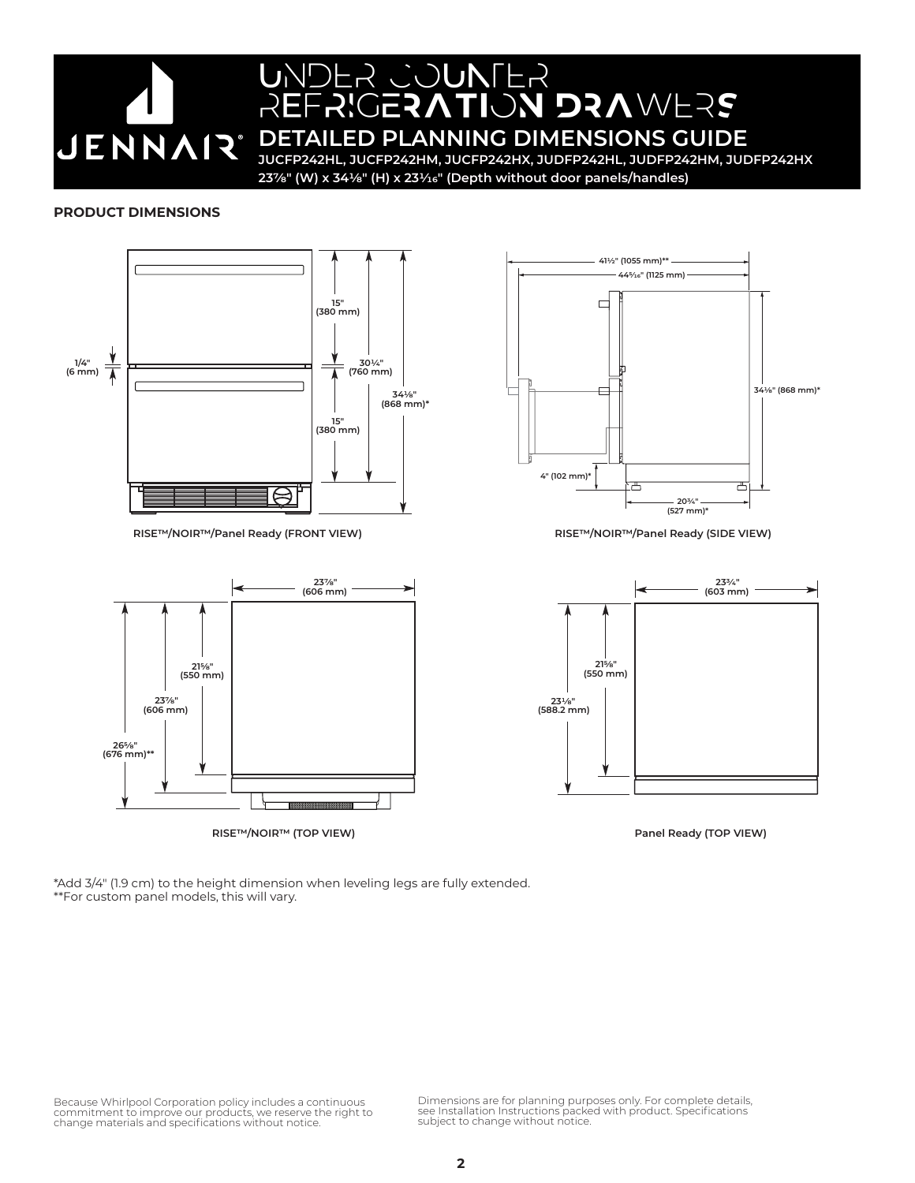# UNDER COUNTER REFRIGERATION DRAWERS

## DETAILED PLANNING DIMENSIONS GUIDE

**JUCFP242HL, JUCFP242HM, JUCFP242HX, JUDFP242HL, JUDFP242HM, JUDFP242HX**

**23⅞" (W) x 34⅛" (H) x 23¹⁄₁₆" (Depth without door panels/handles)**

### PRODUCT DIMENSIONS

1/4" (6 mm)
15" (380 mm)
30¼" (760 mm)
34⅛" (868 mm)*
15" (380 mm)

RISE™/NOIR™/Panel Ready (FRONT VIEW)

41½" (1055 mm)**
44⁵⁄₁₆" (1125 mm)
34⅛" (868 mm)*
4" (102 mm)*
20¾" (527 mm)*

RISE™/NOIR™/Panel Ready (SIDE VIEW)

23⅞" (606 mm)
21⅝" (550 mm)
23⅞" (606 mm)
26⅝" (676 mm)**

RISE™/NOIR™ (TOP VIEW)

23¾" (603 mm)
21⅝" (550 mm)
23⅛" (588.2 mm)

Panel Ready (TOP VIEW)

*Add 3/4" (1.9 cm) to the height dimension when leveling legs are fully extended.
**For custom panel models, this will vary.

Because Whirlpool Corporation policy includes a continuous commitment to improve our products, we reserve the right to change materials and specifications without notice.

Dimensions are for planning purposes only. For complete details, see Installation Instructions packed with product. Specifications subject to change without notice.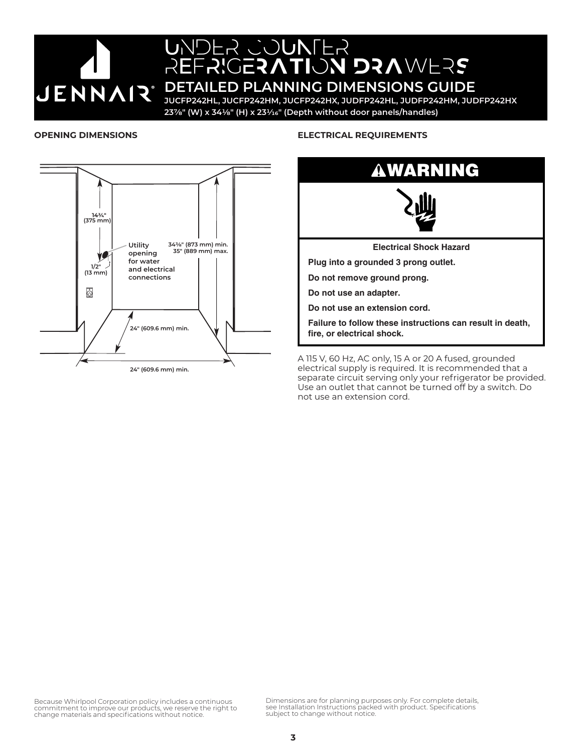# UNDER COUNTER REFRIGERATION DRAWERS

## DETAILED PLANNING DIMENSIONS GUIDE

**JUCFP242HL, JUCFP242HM, JUCFP242HX, JUDFP242HL, JUDFP242HM, JUDFP242HX**

**23⅞" (W) x 34⅛" (H) x 23$^{1}/_{16}$" (Depth without door panels/handles)**

### OPENING DIMENSIONS

14¾" (375 mm)

Utility opening for water and electrical connections

34⅜" (873 mm) min.
35" (889 mm) max.

1/2" (13 mm)

24" (609.6 mm) min.

24" (609.6 mm) min.

### ELECTRICAL REQUIREMENTS

**⚠WARNING**

**Electrical Shock Hazard**

**Plug into a grounded 3 prong outlet.**

**Do not remove ground prong.**

**Do not use an adapter.**

**Do not use an extension cord.**

**Failure to follow these instructions can result in death, fire, or electrical shock.**

A 115 V, 60 Hz, AC only, 15 A or 20 A fused, grounded electrical supply is required. It is recommended that a separate circuit serving only your refrigerator be provided. Use an outlet that cannot be turned off by a switch. Do not use an extension cord.

Because Whirlpool Corporation policy includes a continuous commitment to improve our products, we reserve the right to change materials and specifications without notice.

Dimensions are for planning purposes only. For complete details, see Installation Instructions packed with product. Specifications subject to change without notice.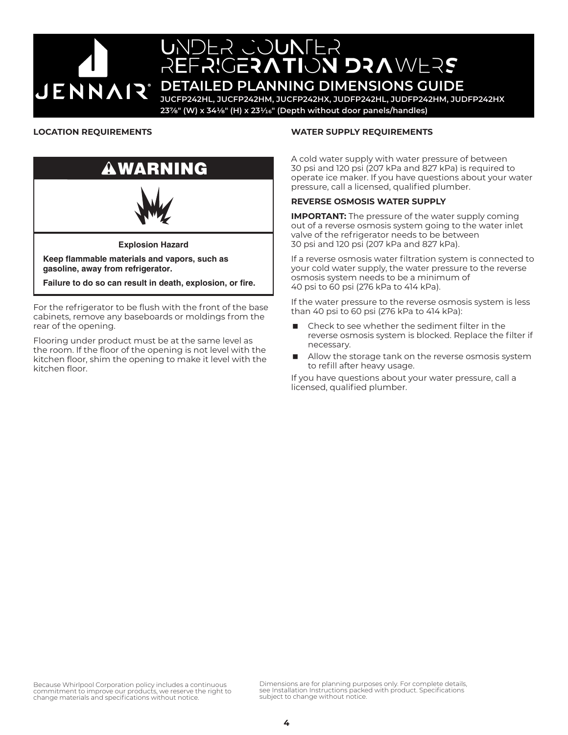# UNDER COUNTER REFRIGERATION DRAWERS

## DETAILED PLANNING DIMENSIONS GUIDE

**JUCFP242HL, JUCFP242HM, JUCFP242HX, JUDFP242HL, JUDFP242HM, JUDFP242HX**

**23⅞" (W) x 34⅛" (H) x 23¹⁄₁₆" (Depth without door panels/handles)**

### LOCATION REQUIREMENTS

**⚠WARNING**

**Explosion Hazard**

**Keep flammable materials and vapors, such as gasoline, away from refrigerator.**

**Failure to do so can result in death, explosion, or fire.**

For the refrigerator to be flush with the front of the base cabinets, remove any baseboards or moldings from the rear of the opening.

Flooring under product must be at the same level as the room. If the floor of the opening is not level with the kitchen floor, shim the opening to make it level with the kitchen floor.

### WATER SUPPLY REQUIREMENTS

A cold water supply with water pressure of between 30 psi and 120 psi (207 kPa and 827 kPa) is required to operate ice maker. If you have questions about your water pressure, call a licensed, qualified plumber.

#### REVERSE OSMOSIS WATER SUPPLY

**IMPORTANT:** The pressure of the water supply coming out of a reverse osmosis system going to the water inlet valve of the refrigerator needs to be between 30 psi and 120 psi (207 kPa and 827 kPa).

If a reverse osmosis water filtration system is connected to your cold water supply, the water pressure to the reverse osmosis system needs to be a minimum of 40 psi to 60 psi (276 kPa to 414 kPa).

If the water pressure to the reverse osmosis system is less than 40 psi to 60 psi (276 kPa to 414 kPa):

- Check to see whether the sediment filter in the reverse osmosis system is blocked. Replace the filter if necessary.
- Allow the storage tank on the reverse osmosis system to refill after heavy usage.

If you have questions about your water pressure, call a licensed, qualified plumber.

Because Whirlpool Corporation policy includes a continuous commitment to improve our products, we reserve the right to change materials and specifications without notice.

Dimensions are for planning purposes only. For complete details, see Installation Instructions packed with product. Specifications subject to change without notice.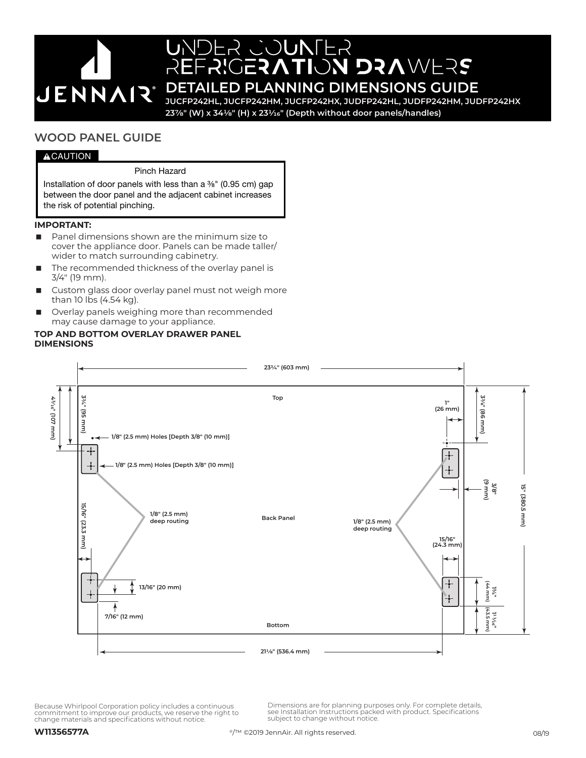# UNDER COUNTER REFRIGERATION DRAWERS

## DETAILED PLANNING DIMENSIONS GUIDE

**JUCFP242HL, JUCFP242HM, JUCFP242HX, JUDFP242HL, JUDFP242HM, JUDFP242HX**

**23⅞" (W) x 34⅛" (H) x 23¹⁄₁₆" (Depth without door panels/handles)**

## WOOD PANEL GUIDE

**⚠CAUTION**

Pinch Hazard

Installation of door panels with less than a ⅜" (0.95 cm) gap between the door panel and the adjacent cabinet increases the risk of potential pinching.

**IMPORTANT:**

- Panel dimensions shown are the minimum size to cover the appliance door. Panels can be made taller/wider to match surrounding cabinetry.
- The recommended thickness of the overlay panel is 3/4" (19 mm).
- Custom glass door overlay panel must not weigh more than 10 lbs (4.54 kg).
- Overlay panels weighing more than recommended may cause damage to your appliance.

**TOP AND BOTTOM OVERLAY DRAWER PANEL DIMENSIONS**

23¾" (603 mm)
Top
4³⁄₁₆" (107 mm)
3¾" (95 mm)
1/8" (2.5 mm) Holes [Depth 3/8" (10 mm)]
1/8" (2.5 mm) Holes [Depth 3/8" (10 mm)]
1" (26 mm)
3⅜" (86 mm)
3/8" (9 mm)
15" (380.5 mm)
15/16" (23.3 mm)
1/8" (2.5 mm) deep routing
Back Panel
1/8" (2.5 mm) deep routing
15/16" (24.3 mm)
13/16" (20 mm)
7/16" (12 mm)
1¾" (44 mm)
1¹¹⁄₁₆" (43.5 mm)
Bottom
21⅛" (536.4 mm)

Because Whirlpool Corporation policy includes a continuous commitment to improve our products, we reserve the right to change materials and specifications without notice.

Dimensions are for planning purposes only. For complete details, see Installation Instructions packed with product. Specifications subject to change without notice.

**W11356577A** ®/™ ©2019 JennAir. All rights reserved. 08/19